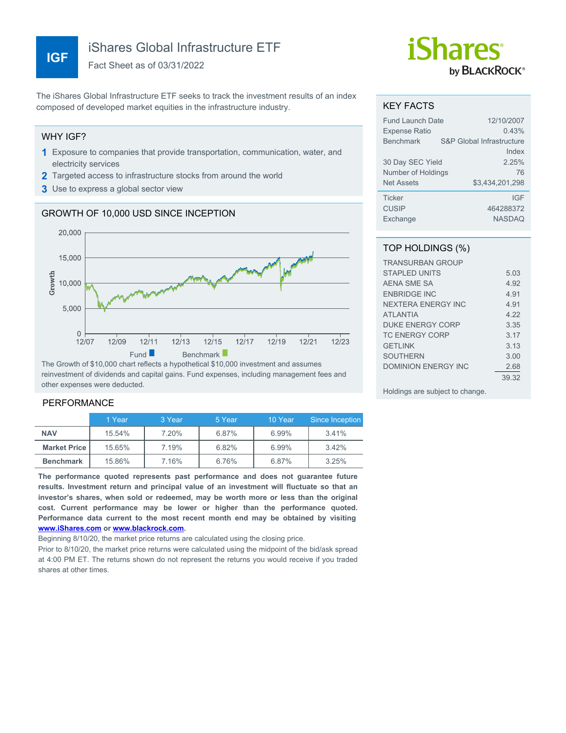# IGF

# iShares Global Infrastructure ETF

Fact Sheet as of 03/31/2022

The iShares Global Infrastructure ETF seeks to track the investment results of an index composed of developed market equities in the infrastructure industry.

## WHY IGF?

1. Exposure to companies that provide transportation, communication, water, and electricity services
2. Targeted access to infrastructure stocks from around the world
3. Use to express a global sector view

## GROWTH OF 10,000 USD SINCE INCEPTION

The Growth of $10,000 chart reflects a hypothetical $10,000 investment and assumes reinvestment of dividends and capital gains. Fund expenses, including management fees and other expenses were deducted.

## PERFORMANCE

| | 1 Year | 3 Year | 5 Year | 10 Year | Since Inception |
|---|---|---|---|---|---|
| **NAV** | 15.54% | 7.20% | 6.87% | 6.99% | 3.41% |
| **Market Price** | 15.65% | 7.19% | 6.82% | 6.99% | 3.42% |
| **Benchmark** | 15.86% | 7.16% | 6.76% | 6.87% | 3.25% |

**The performance quoted represents past performance and does not guarantee future results. Investment return and principal value of an investment will fluctuate so that an investor's shares, when sold or redeemed, may be worth more or less than the original cost. Current performance may be lower or higher than the performance quoted. Performance data current to the most recent month end may be obtained by visiting www.iShares.com or www.blackrock.com.**

Beginning 8/10/20, the market price returns are calculated using the closing price.

Prior to 8/10/20, the market price returns were calculated using the midpoint of the bid/ask spread at 4:00 PM ET. The returns shown do not represent the returns you would receive if you traded shares at other times.

## KEY FACTS

| | |
|---|---|
| Fund Launch Date | 12/10/2007 |
| Expense Ratio | 0.43% |
| Benchmark | S&P Global Infrastructure Index |
| 30 Day SEC Yield | 2.25% |
| Number of Holdings | 76 |
| Net Assets | $3,434,201,298 |
| Ticker | IGF |
| CUSIP | 464288372 |
| Exchange | NASDAQ |

## TOP HOLDINGS (%)

| | |
|---|---|
| TRANSURBAN GROUP STAPLED UNITS | 5.03 |
| AENA SME SA | 4.92 |
| ENBRIDGE INC | 4.91 |
| NEXTERA ENERGY INC | 4.91 |
| ATLANTIA | 4.22 |
| DUKE ENERGY CORP | 3.35 |
| TC ENERGY CORP | 3.17 |
| GETLINK | 3.13 |
| SOUTHERN | 3.00 |
| DOMINION ENERGY INC | 2.68 |
| | 39.32 |

Holdings are subject to change.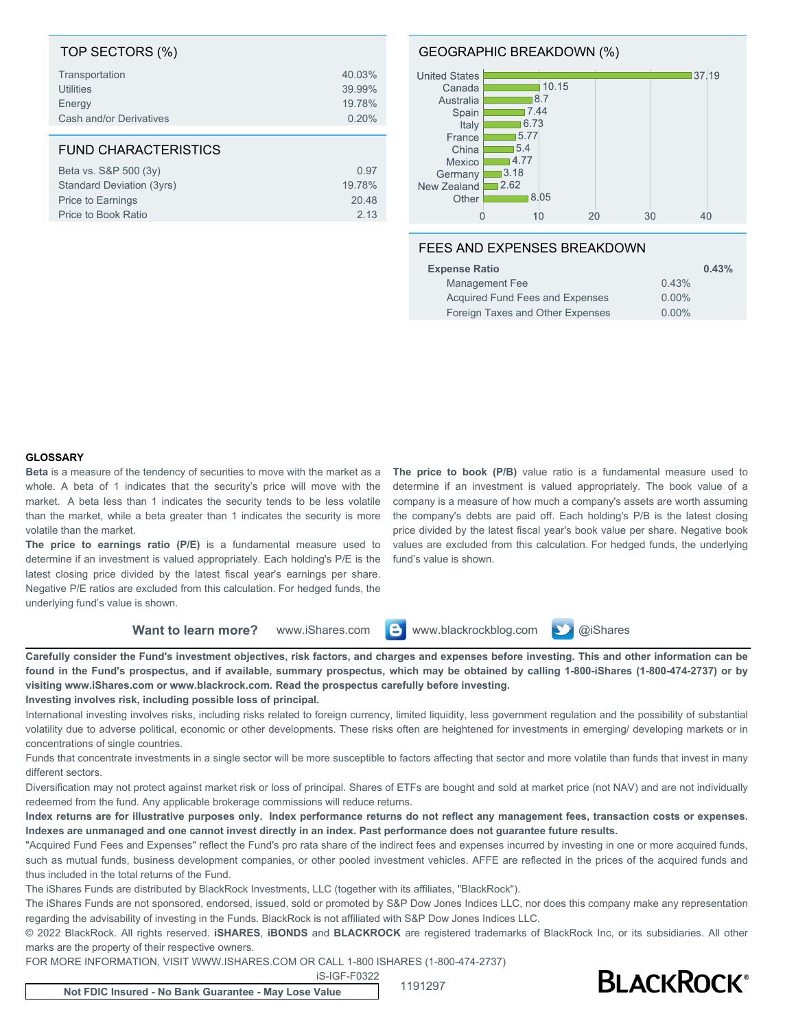## TOP SECTORS (%)

| Sector | % |
|---|---|
| Transportation | 40.03% |
| Utilities | 39.99% |
| Energy | 19.78% |
| Cash and/or Derivatives | 0.20% |

## FUND CHARACTERISTICS

| Characteristic | Value |
|---|---|
| Beta vs. S&P 500 (3y) | 0.97 |
| Standard Deviation (3yrs) | 19.78% |
| Price to Earnings | 20.48 |
| Price to Book Ratio | 2.13 |

## GEOGRAPHIC BREAKDOWN (%)

| Country | % |
|---|---|
| United States | 37.19 |
| Canada | 10.15 |
| Australia | 8.7 |
| Spain | 7.44 |
| Italy | 6.73 |
| France | 5.77 |
| China | 5.4 |
| Mexico | 4.77 |
| Germany | 3.18 |
| New Zealand | 2.62 |
| Other | 8.05 |

## FEES AND EXPENSES BREAKDOWN

| | | |
|---|---|---|
| **Expense Ratio** | | **0.43%** |
| Management Fee | 0.43% | |
| Acquired Fund Fees and Expenses | 0.00% | |
| Foreign Taxes and Other Expenses | 0.00% | |

### GLOSSARY

**Beta** is a measure of the tendency of securities to move with the market as a whole. A beta of 1 indicates that the security's price will move with the market. A beta less than 1 indicates the security tends to be less volatile than the market, while a beta greater than 1 indicates the security is more volatile than the market.

**The price to earnings ratio (P/E)** is a fundamental measure used to determine if an investment is valued appropriately. Each holding's P/E is the latest closing price divided by the latest fiscal year's earnings per share. Negative P/E ratios are excluded from this calculation. For hedged funds, the underlying fund's value is shown.

**The price to book (P/B)** value ratio is a fundamental measure used to determine if an investment is valued appropriately. The book value of a company is a measure of how much a company's assets are worth assuming the company's debts are paid off. Each holding's P/B is the latest closing price divided by the latest fiscal year's book value per share. Negative book values are excluded from this calculation. For hedged funds, the underlying fund's value is shown.

**Want to learn more?** www.iShares.com www.blackrockblog.com @iShares

**Carefully consider the Fund's investment objectives, risk factors, and charges and expenses before investing. This and other information can be found in the Fund's prospectus, and if available, summary prospectus, which may be obtained by calling 1-800-iShares (1-800-474-2737) or by visiting www.iShares.com or www.blackrock.com. Read the prospectus carefully before investing.**

**Investing involves risk, including possible loss of principal.**

International investing involves risks, including risks related to foreign currency, limited liquidity, less government regulation and the possibility of substantial volatility due to adverse political, economic or other developments. These risks often are heightened for investments in emerging/ developing markets or in concentrations of single countries.

Funds that concentrate investments in a single sector will be more susceptible to factors affecting that sector and more volatile than funds that invest in many different sectors.

Diversification may not protect against market risk or loss of principal. Shares of ETFs are bought and sold at market price (not NAV) and are not individually redeemed from the fund. Any applicable brokerage commissions will reduce returns.

**Index returns are for illustrative purposes only. Index performance returns do not reflect any management fees, transaction costs or expenses. Indexes are unmanaged and one cannot invest directly in an index. Past performance does not guarantee future results.**

"Acquired Fund Fees and Expenses" reflect the Fund's pro rata share of the indirect fees and expenses incurred by investing in one or more acquired funds, such as mutual funds, business development companies, or other pooled investment vehicles. AFFE are reflected in the prices of the acquired funds and thus included in the total returns of the Fund.

The iShares Funds are distributed by BlackRock Investments, LLC (together with its affiliates, "BlackRock").

The iShares Funds are not sponsored, endorsed, issued, sold or promoted by S&P Dow Jones Indices LLC, nor does this company make any representation regarding the advisability of investing in the Funds. BlackRock is not affiliated with S&P Dow Jones Indices LLC.

© 2022 BlackRock. All rights reserved. **iSHARES**, **iBONDS** and **BLACKROCK** are registered trademarks of BlackRock Inc, or its subsidiaries. All other marks are the property of their respective owners.

FOR MORE INFORMATION, VISIT WWW.ISHARES.COM OR CALL 1-800 ISHARES (1-800-474-2737)

iS-IGF-F0322

**Not FDIC Insured - No Bank Guarantee - May Lose Value**

1191297

BLACKROCK®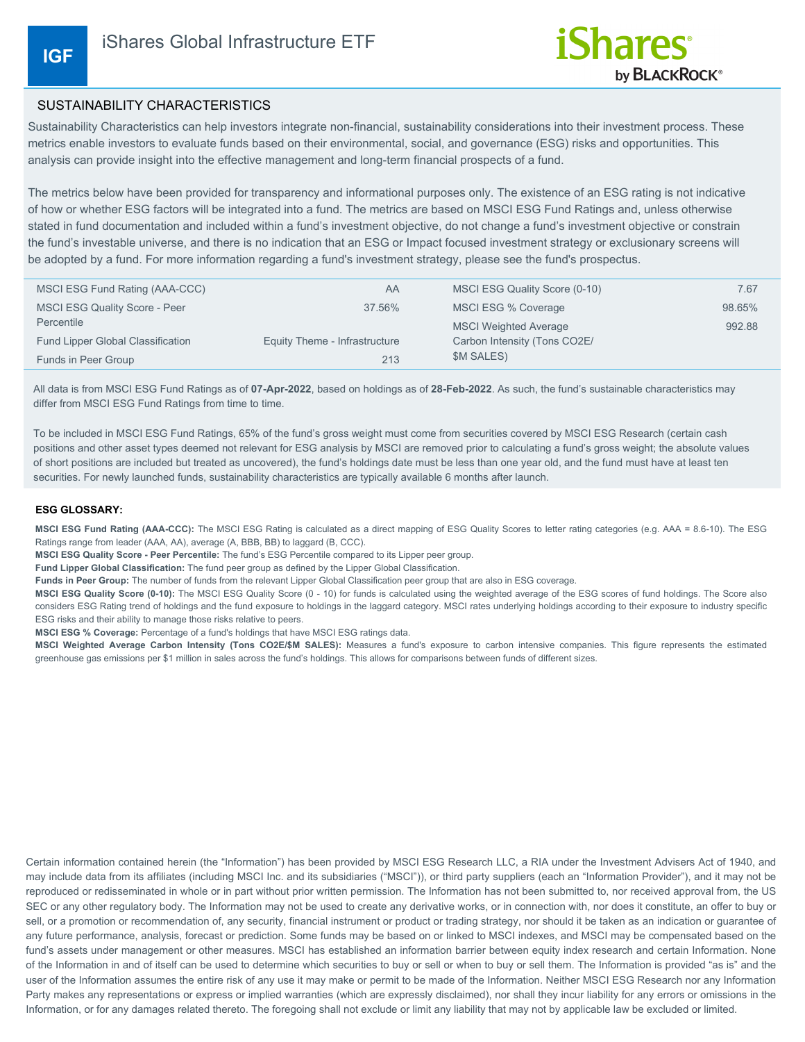# IGF iShares Global Infrastructure ETF

## SUSTAINABILITY CHARACTERISTICS

Sustainability Characteristics can help investors integrate non-financial, sustainability considerations into their investment process. These metrics enable investors to evaluate funds based on their environmental, social, and governance (ESG) risks and opportunities. This analysis can provide insight into the effective management and long-term financial prospects of a fund.

The metrics below have been provided for transparency and informational purposes only. The existence of an ESG rating is not indicative of how or whether ESG factors will be integrated into a fund. The metrics are based on MSCI ESG Fund Ratings and, unless otherwise stated in fund documentation and included within a fund's investment objective, do not change a fund's investment objective or constrain the fund's investable universe, and there is no indication that an ESG or Impact focused investment strategy or exclusionary screens will be adopted by a fund. For more information regarding a fund's investment strategy, please see the fund's prospectus.

| | | | |
|---|---|---|---|
| MSCI ESG Fund Rating (AAA-CCC) | AA | MSCI ESG Quality Score (0-10) | 7.67 |
| MSCI ESG Quality Score - Peer Percentile | 37.56% | MSCI ESG % Coverage | 98.65% |
| Fund Lipper Global Classification | Equity Theme - Infrastructure | MSCI Weighted Average Carbon Intensity (Tons CO2E/ $M SALES) | 992.88 |
| Funds in Peer Group | 213 | | |

All data is from MSCI ESG Fund Ratings as of **07-Apr-2022**, based on holdings as of **28-Feb-2022**. As such, the fund's sustainable characteristics may differ from MSCI ESG Fund Ratings from time to time.

To be included in MSCI ESG Fund Ratings, 65% of the fund's gross weight must come from securities covered by MSCI ESG Research (certain cash positions and other asset types deemed not relevant for ESG analysis by MSCI are removed prior to calculating a fund's gross weight; the absolute values of short positions are included but treated as uncovered), the fund's holdings date must be less than one year old, and the fund must have at least ten securities. For newly launched funds, sustainability characteristics are typically available 6 months after launch.

### ESG GLOSSARY:

**MSCI ESG Fund Rating (AAA-CCC):** The MSCI ESG Rating is calculated as a direct mapping of ESG Quality Scores to letter rating categories (e.g. AAA = 8.6-10). The ESG Ratings range from leader (AAA, AA), average (A, BBB, BB) to laggard (B, CCC).

**MSCI ESG Quality Score - Peer Percentile:** The fund's ESG Percentile compared to its Lipper peer group.

**Fund Lipper Global Classification:** The fund peer group as defined by the Lipper Global Classification.

**Funds in Peer Group:** The number of funds from the relevant Lipper Global Classification peer group that are also in ESG coverage.

**MSCI ESG Quality Score (0-10):** The MSCI ESG Quality Score (0 - 10) for funds is calculated using the weighted average of the ESG scores of fund holdings. The Score also considers ESG Rating trend of holdings and the fund exposure to holdings in the laggard category. MSCI rates underlying holdings according to their exposure to industry specific ESG risks and their ability to manage those risks relative to peers.

**MSCI ESG % Coverage:** Percentage of a fund's holdings that have MSCI ESG ratings data.

**MSCI Weighted Average Carbon Intensity (Tons CO2E/$M SALES):** Measures a fund's exposure to carbon intensive companies. This figure represents the estimated greenhouse gas emissions per $1 million in sales across the fund's holdings. This allows for comparisons between funds of different sizes.

Certain information contained herein (the "Information") has been provided by MSCI ESG Research LLC, a RIA under the Investment Advisers Act of 1940, and may include data from its affiliates (including MSCI Inc. and its subsidiaries ("MSCI")), or third party suppliers (each an "Information Provider"), and it may not be reproduced or redisseminated in whole or in part without prior written permission. The Information has not been submitted to, nor received approval from, the US SEC or any other regulatory body. The Information may not be used to create any derivative works, or in connection with, nor does it constitute, an offer to buy or sell, or a promotion or recommendation of, any security, financial instrument or product or trading strategy, nor should it be taken as an indication or guarantee of any future performance, analysis, forecast or prediction. Some funds may be based on or linked to MSCI indexes, and MSCI may be compensated based on the fund's assets under management or other measures. MSCI has established an information barrier between equity index research and certain Information. None of the Information in and of itself can be used to determine which securities to buy or sell or when to buy or sell them. The Information is provided "as is" and the user of the Information assumes the entire risk of any use it may make or permit to be made of the Information. Neither MSCI ESG Research nor any Information Party makes any representations or express or implied warranties (which are expressly disclaimed), nor shall they incur liability for any errors or omissions in the Information, or for any damages related thereto. The foregoing shall not exclude or limit any liability that may not by applicable law be excluded or limited.